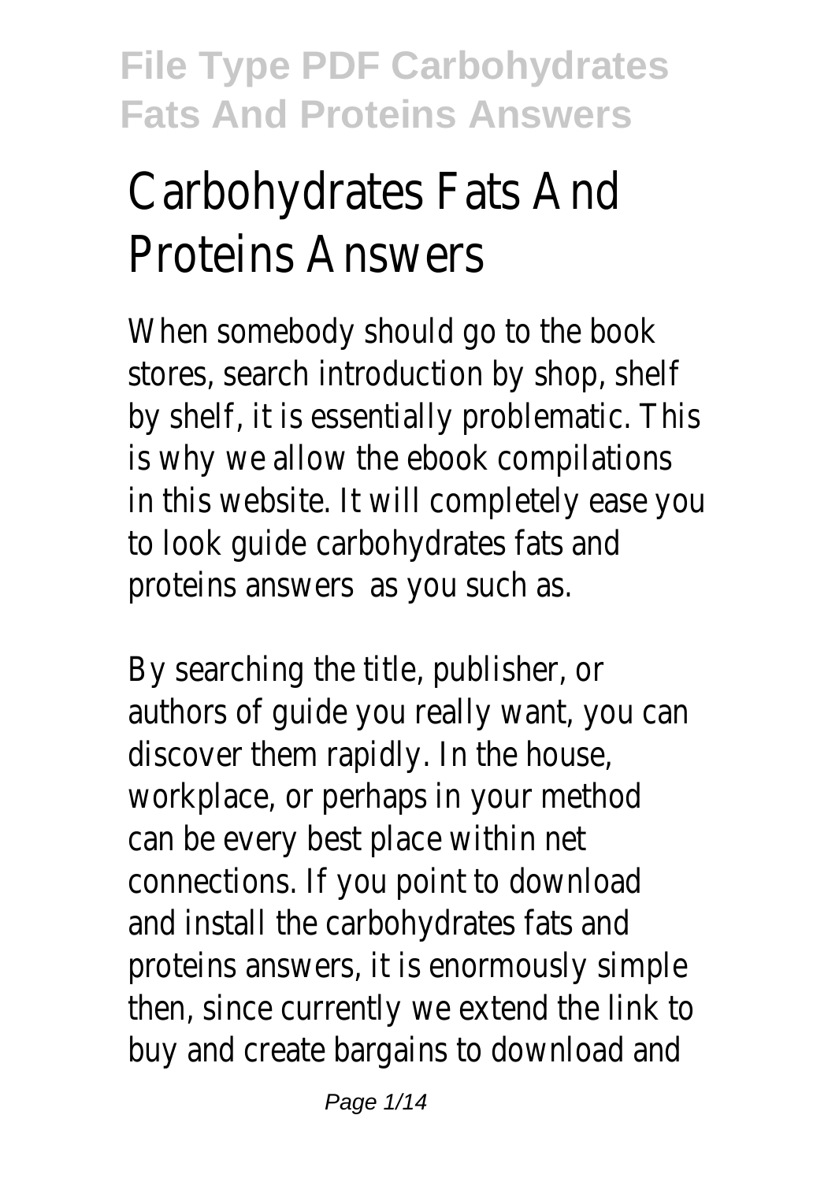# Carbohydrates Fats And Proteins Answers

When somebody should go to the book stores, search introduction by shop, shelf by shelf, it is essentially problematic. This is why we allow the ebook compilations in this website. It will completely ease you to look guide carbohydrates fats and proteins answers as you such as.

By searching the title, publisher, or authors of guide you really want, you can discover them rapidly. In the house, workplace, or perhaps in your method can be every best place within net connections. If you point to download and install the carbohydrates fats and proteins answers, it is enormously simple then, since currently we extend the link to buy and create bargains to download and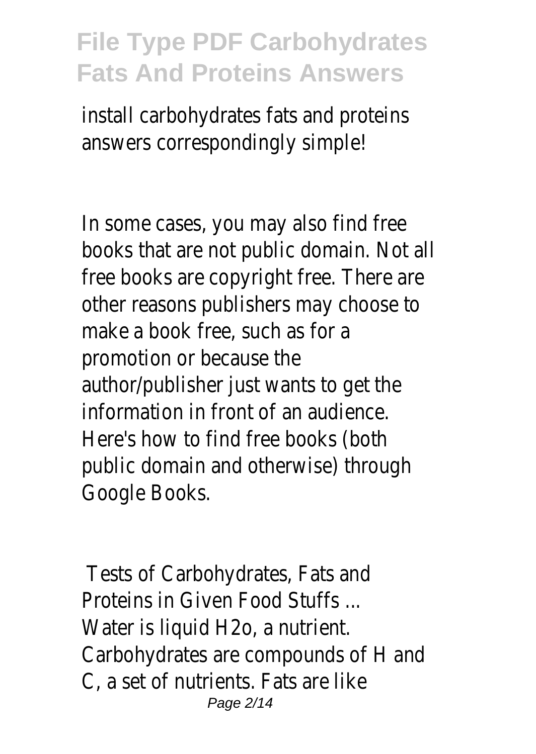install carbohydrates fats and proteins answers correspondingly simple!

In some cases, you may also find free books that are not public domain. Not all free books are copyright free. There are other reasons publishers may choose to make a book free, such as for a promotion or because the author/publisher just wants to get the information in front of an audience. Here's how to find free books (both public domain and otherwise) through Google Books.

### Tests of Carbohydrates, Fats and Proteins in Given Food Stuffs ...

Water is liquid $H_2o$, a nutrient. Carbohydrates are compounds of H and C, a set of nutrients. Fats are like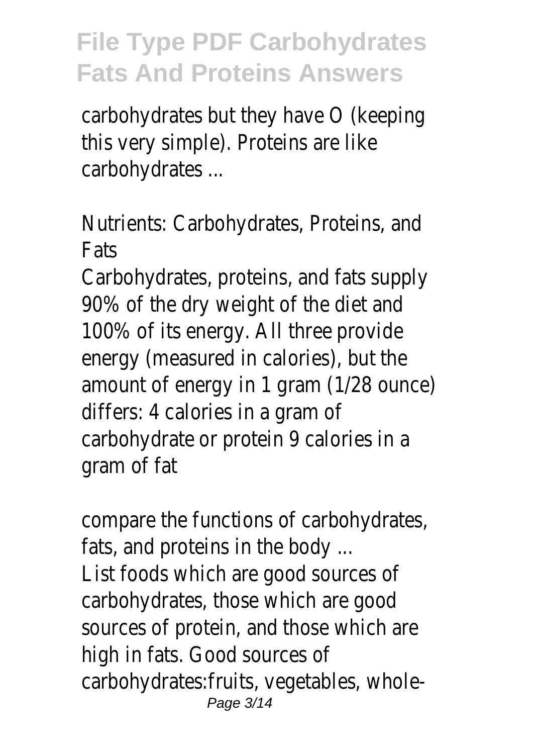carbohydrates but they have O (keeping this very simple). Proteins are like carbohydrates ...

## Nutrients: Carbohydrates, Proteins, and Fats

Carbohydrates, proteins, and fats supply 90% of the dry weight of the diet and 100% of its energy. All three provide energy (measured in calories), but the amount of energy in 1 gram (1/28 ounce) differs: 4 calories in a gram of carbohydrate or protein 9 calories in a gram of fat

## compare the functions of carbohydrates, fats, and proteins in the body ...

List foods which are good sources of carbohydrates, those which are good sources of protein, and those which are high in fats. Good sources of carbohydrates:fruits, vegetables, whole-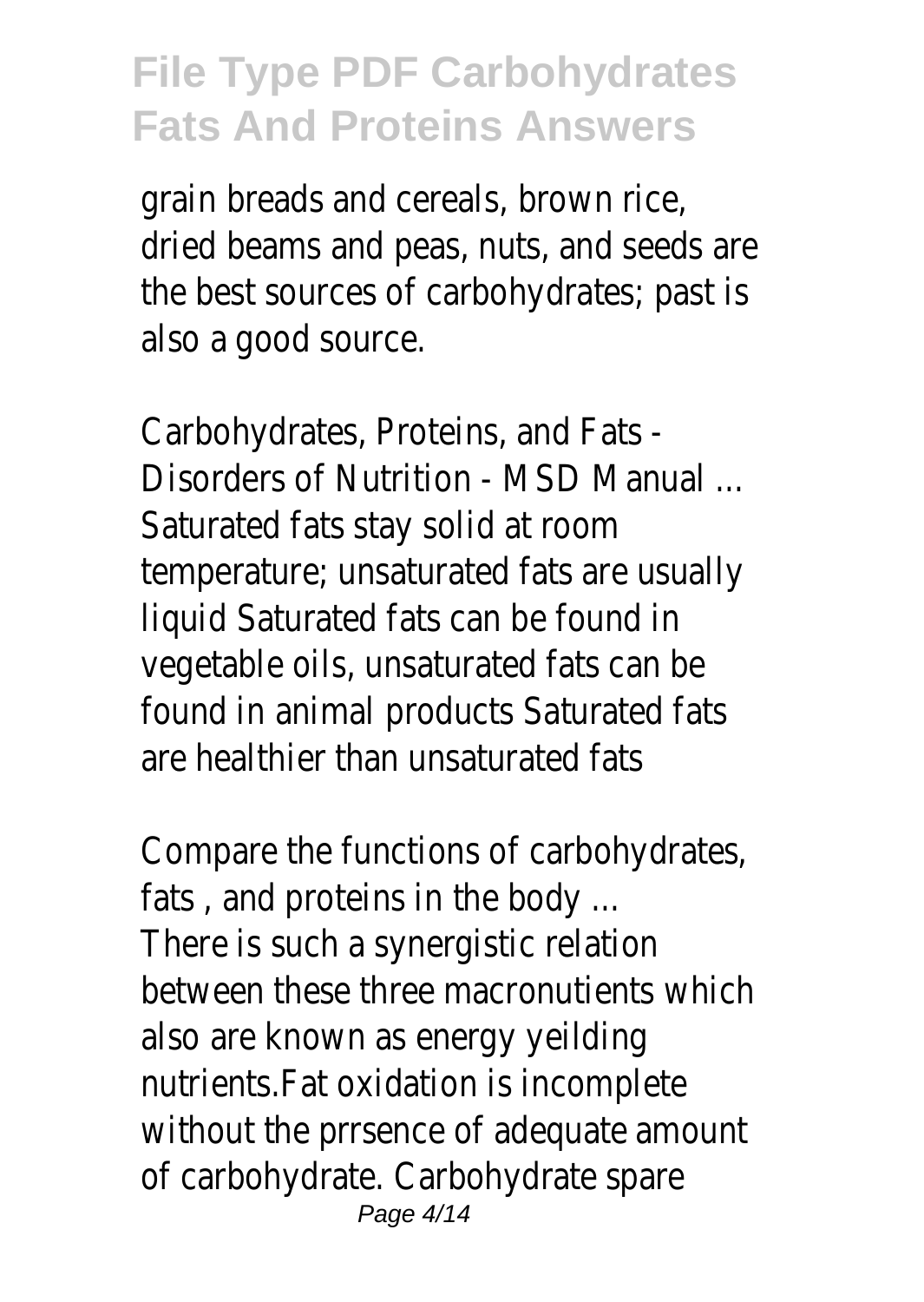grain breads and cereals, brown rice, dried beams and peas, nuts, and seeds are the best sources of carbohydrates; past is also a good source.

Carbohydrates, Proteins, and Fats - Disorders of Nutrition - MSD Manual ...
Saturated fats stay solid at room temperature; unsaturated fats are usually liquid Saturated fats can be found in vegetable oils, unsaturated fats can be found in animal products Saturated fats are healthier than unsaturated fats

Compare the functions of carbohydrates, fats , and proteins in the body ...
There is such a synergistic relation between these three macronutients which also are known as energy yeilding nutrients.Fat oxidation is incomplete without the prrsence of adequate amount of carbohydrate. Carbohydrate spare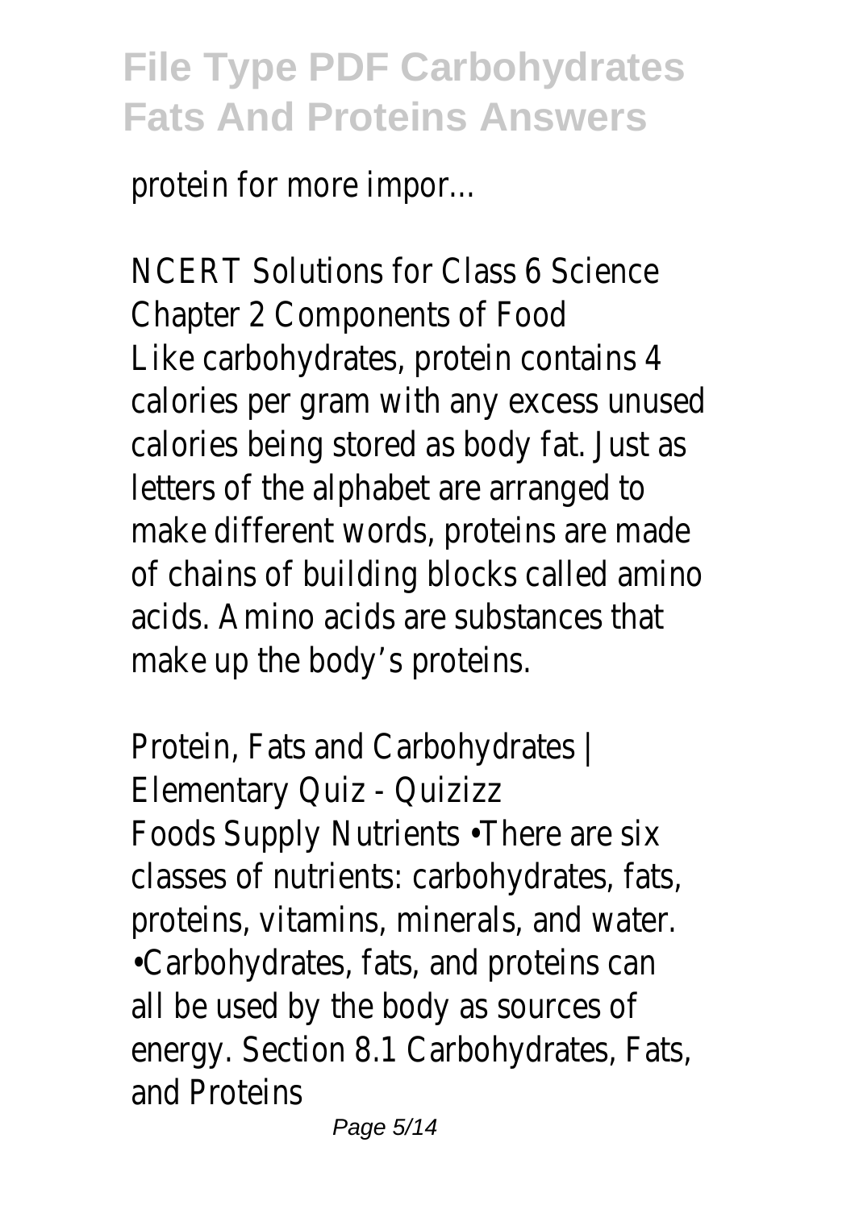protein for more impor...

NCERT Solutions for Class 6 Science Chapter 2 Components of Food

Like carbohydrates, protein contains 4 calories per gram with any excess unused calories being stored as body fat. Just as letters of the alphabet are arranged to make different words, proteins are made of chains of building blocks called amino acids. Amino acids are substances that make up the body's proteins.

Protein, Fats and Carbohydrates | Elementary Quiz - Quizizz

Foods Supply Nutrients •There are six classes of nutrients: carbohydrates, fats, proteins, vitamins, minerals, and water. •Carbohydrates, fats, and proteins can all be used by the body as sources of energy. Section 8.1 Carbohydrates, Fats, and Proteins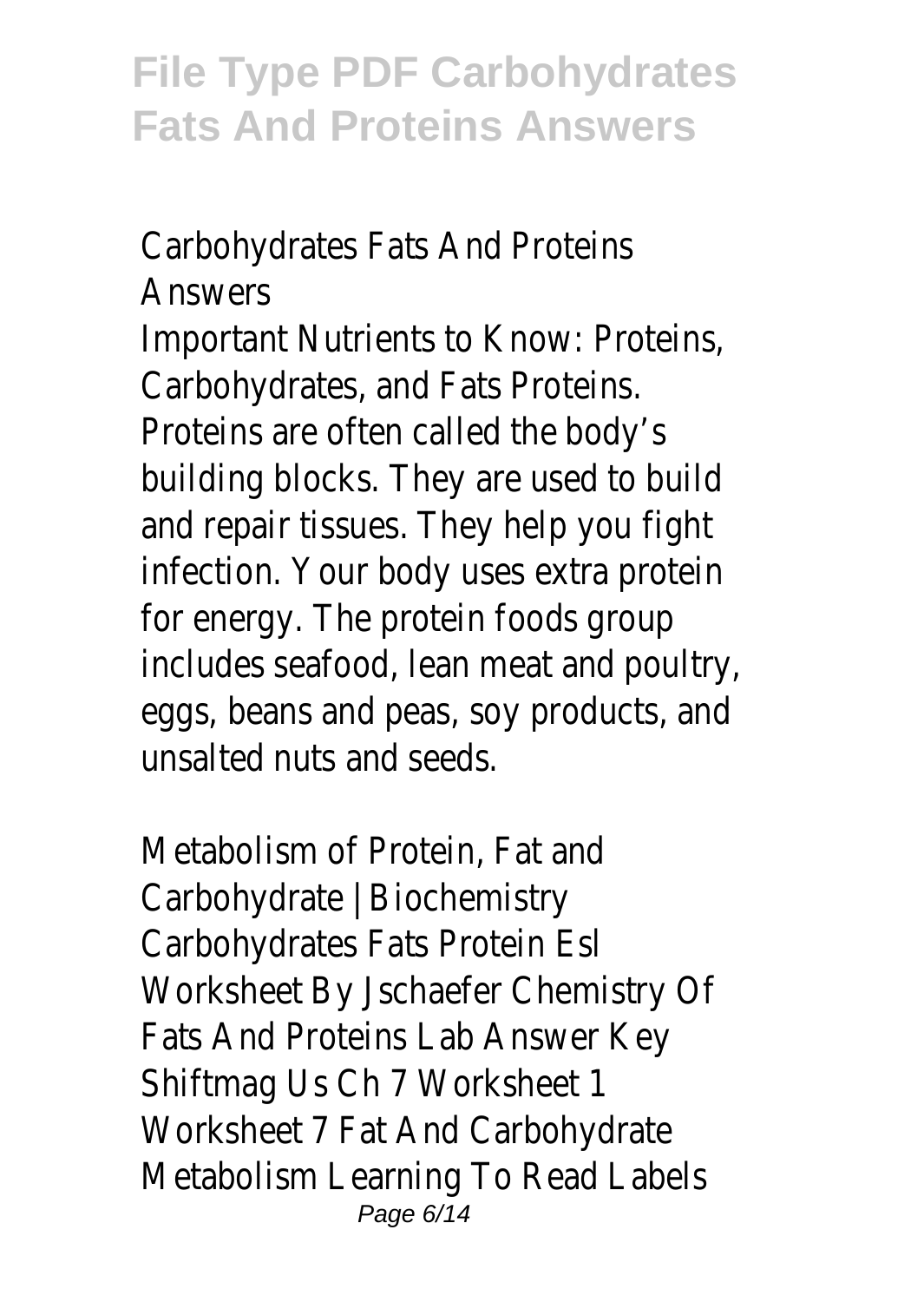Carbohydrates Fats And Proteins Answers

Important Nutrients to Know: Proteins, Carbohydrates, and Fats Proteins. Proteins are often called the body's building blocks. They are used to build and repair tissues. They help you fight infection. Your body uses extra protein for energy. The protein foods group includes seafood, lean meat and poultry, eggs, beans and peas, soy products, and unsalted nuts and seeds.

Metabolism of Protein, Fat and Carbohydrate | Biochemistry

Carbohydrates Fats Protein Esl Worksheet By Jschaefer Chemistry Of Fats And Proteins Lab Answer Key Shiftmag Us Ch 7 Worksheet 1 Worksheet 7 Fat And Carbohydrate Metabolism Learning To Read Labels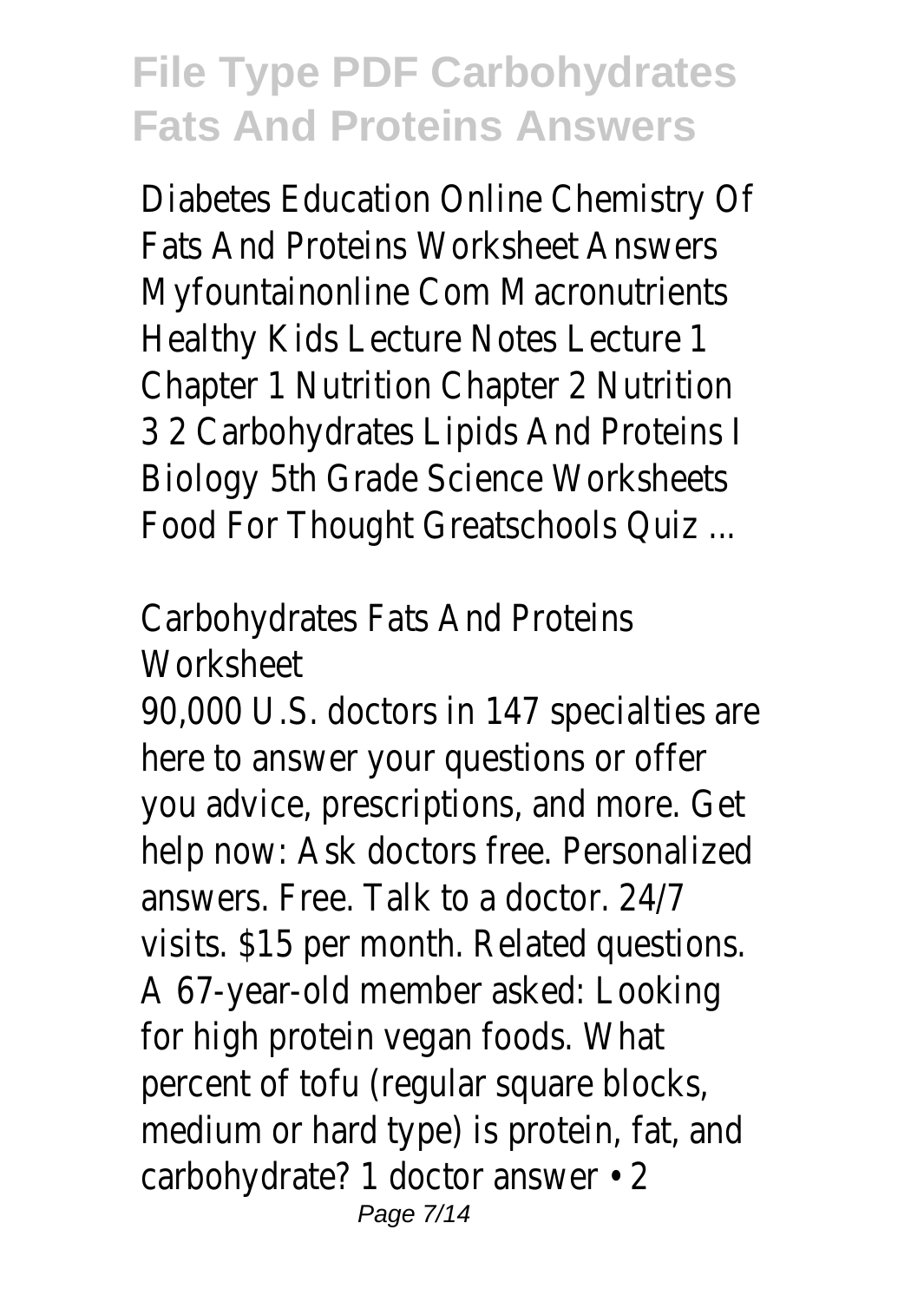Diabetes Education Online Chemistry Of Fats And Proteins Worksheet Answers Myfountainonline Com Macronutrients Healthy Kids Lecture Notes Lecture 1 Chapter 1 Nutrition Chapter 2 Nutrition 3 2 Carbohydrates Lipids And Proteins I Biology 5th Grade Science Worksheets Food For Thought Greatschools Quiz ...

Carbohydrates Fats And Proteins Worksheet

90,000 U.S. doctors in 147 specialties are here to answer your questions or offer you advice, prescriptions, and more. Get help now: Ask doctors free. Personalized answers. Free. Talk to a doctor. 24/7 visits. $15 per month. Related questions. A 67-year-old member asked: Looking for high protein vegan foods. What percent of tofu (regular square blocks, medium or hard type) is protein, fat, and carbohydrate? 1 doctor answer • 2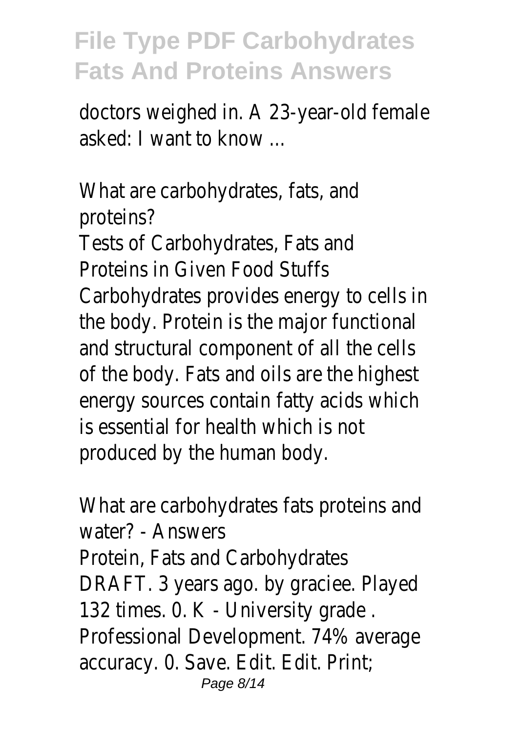doctors weighed in. A 23-year-old female asked: I want to know ...

What are carbohydrates, fats, and proteins?

Tests of Carbohydrates, Fats and Proteins in Given Food Stuffs
Carbohydrates provides energy to cells in the body. Protein is the major functional and structural component of all the cells of the body. Fats and oils are the highest energy sources contain fatty acids which is essential for health which is not produced by the human body.

What are carbohydrates fats proteins and water? - Answers
Protein, Fats and Carbohydrates DRAFT. 3 years ago. by graciee. Played 132 times. 0. K - University grade . Professional Development. 74% average accuracy. 0. Save. Edit. Edit. Print;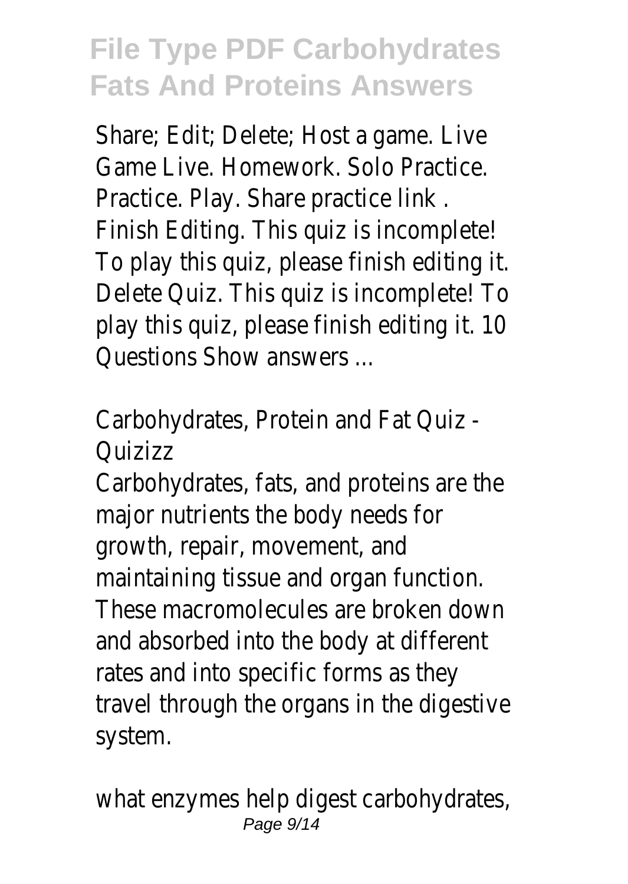Share; Edit; Delete; Host a game. Live Game Live. Homework. Solo Practice. Practice. Play. Share practice link . Finish Editing. This quiz is incomplete! To play this quiz, please finish editing it. Delete Quiz. This quiz is incomplete! To play this quiz, please finish editing it. 10 Questions Show answers ...

Carbohydrates, Protein and Fat Quiz - Quizizz

Carbohydrates, fats, and proteins are the major nutrients the body needs for growth, repair, movement, and maintaining tissue and organ function. These macromolecules are broken down and absorbed into the body at different rates and into specific forms as they travel through the organs in the digestive system.

what enzymes help digest carbohydrates,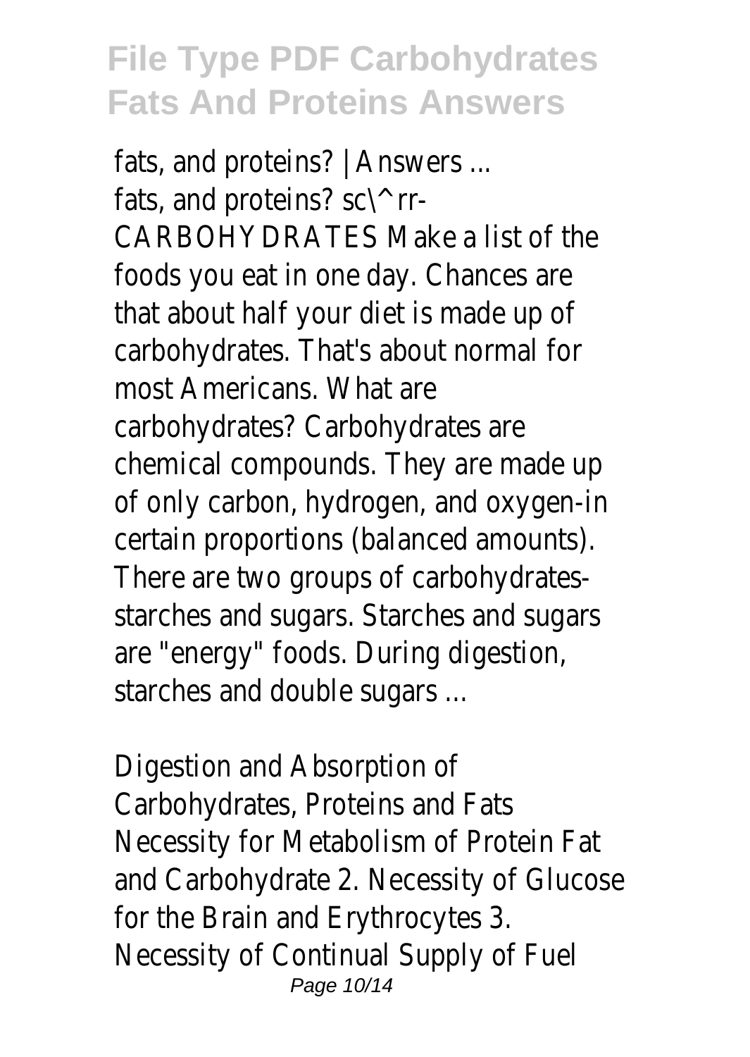fats, and proteins? | Answers ...
fats, and proteins? sc\^ rr-
CARBOHYDRATES Make a list of the foods you eat in one day. Chances are that about half your diet is made up of carbohydrates. That's about normal for most Americans. What are carbohydrates? Carbohydrates are chemical compounds. They are made up of only carbon, hydrogen, and oxygen-in certain proportions (balanced amounts). There are two groups of carbohydrates-starches and sugars. Starches and sugars are "energy" foods. During digestion, starches and double sugars ...

Digestion and Absorption of Carbohydrates, Proteins and Fats
Necessity for Metabolism of Protein Fat and Carbohydrate 2. Necessity of Glucose for the Brain and Erythrocytes 3. Necessity of Continual Supply of Fuel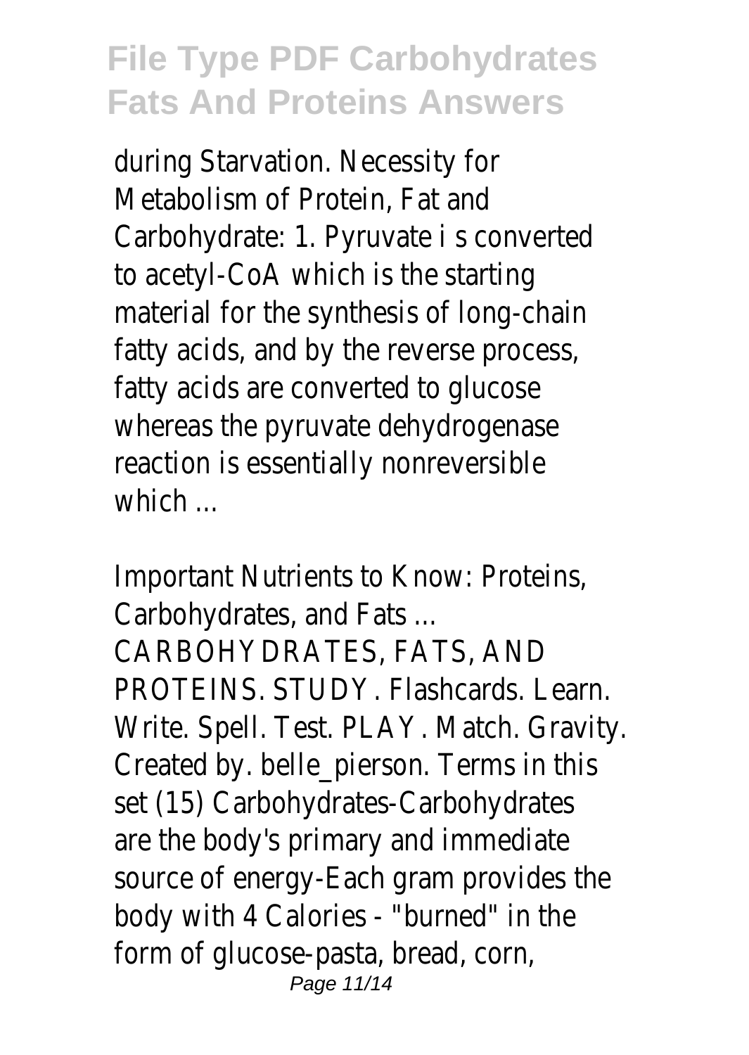during Starvation. Necessity for Metabolism of Protein, Fat and Carbohydrate: 1. Pyruvate i s converted to acetyl-CoA which is the starting material for the synthesis of long-chain fatty acids, and by the reverse process, fatty acids are converted to glucose whereas the pyruvate dehydrogenase reaction is essentially nonreversible which ...

Important Nutrients to Know: Proteins, Carbohydrates, and Fats ...

CARBOHYDRATES, FATS, AND PROTEINS. STUDY. Flashcards. Learn. Write. Spell. Test. PLAY. Match. Gravity. Created by. belle_pierson. Terms in this set (15) Carbohydrates-Carbohydrates are the body's primary and immediate source of energy-Each gram provides the body with 4 Calories - "burned" in the form of glucose-pasta, bread, corn,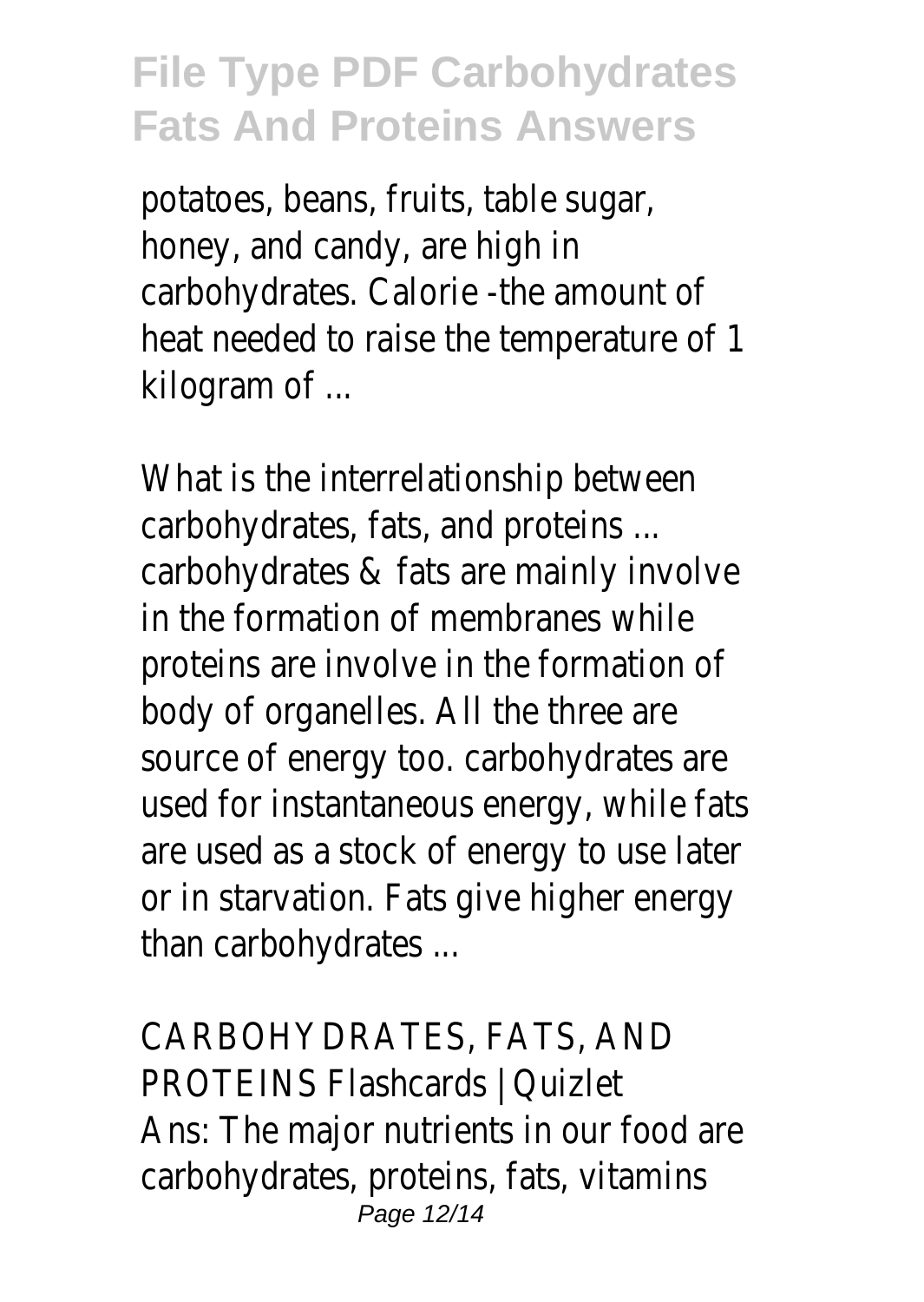potatoes, beans, fruits, table sugar, honey, and candy, are high in carbohydrates. Calorie -the amount of heat needed to raise the temperature of 1 kilogram of ...

What is the interrelationship between carbohydrates, fats, and proteins ...
carbohydrates & fats are mainly involve in the formation of membranes while proteins are involve in the formation of body of organelles. All the three are source of energy too. carbohydrates are used for instantaneous energy, while fats are used as a stock of energy to use later or in starvation. Fats give higher energy than carbohydrates ...

CARBOHYDRATES, FATS, AND PROTEINS Flashcards | Quizlet
Ans: The major nutrients in our food are carbohydrates, proteins, fats, vitamins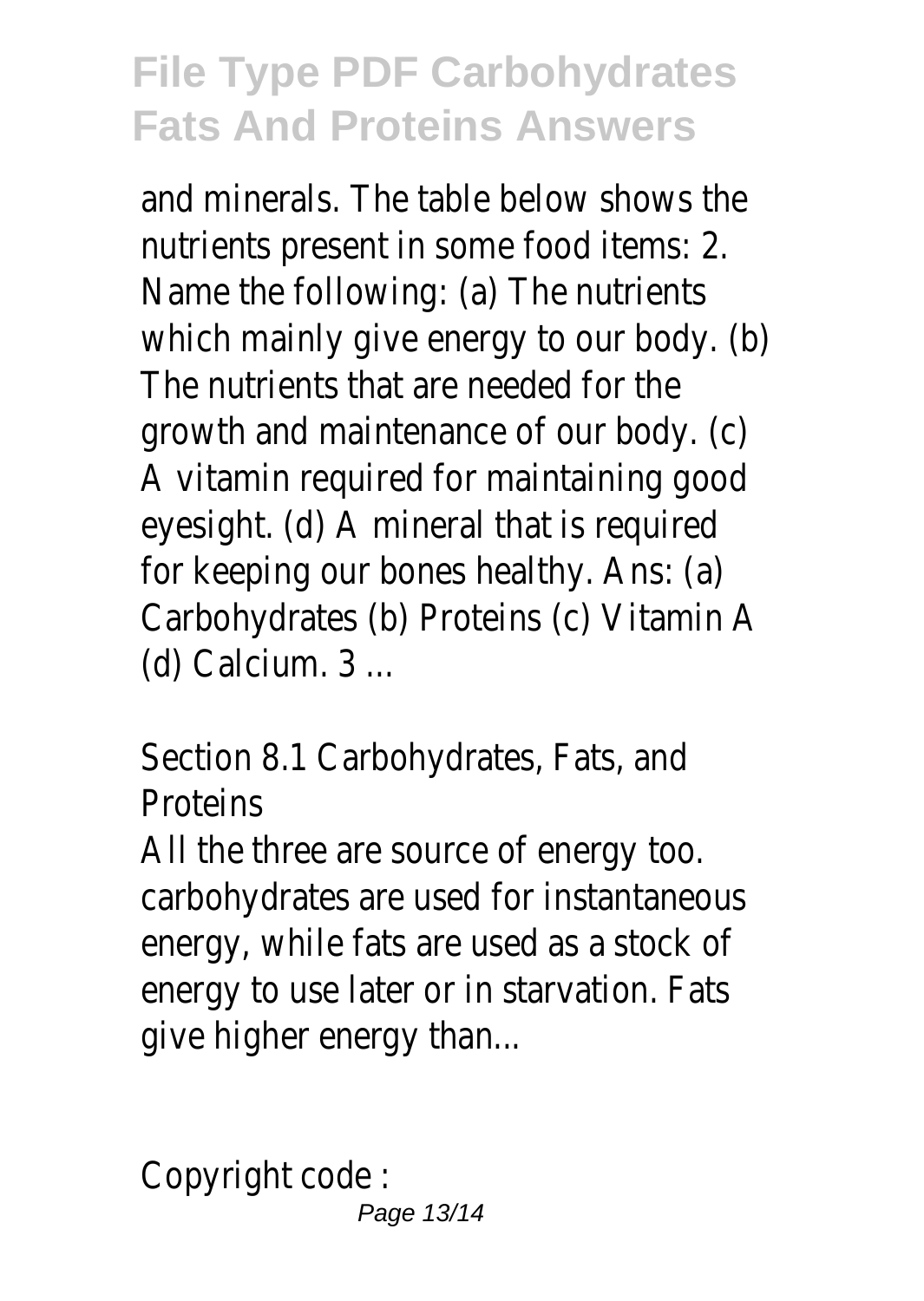and minerals. The table below shows the nutrients present in some food items: 2. Name the following: (a) The nutrients which mainly give energy to our body. (b) The nutrients that are needed for the growth and maintenance of our body. (c) A vitamin required for maintaining good eyesight. (d) A mineral that is required for keeping our bones healthy. Ans: (a) Carbohydrates (b) Proteins (c) Vitamin A (d) Calcium. 3 ...

Section 8.1 Carbohydrates, Fats, and Proteins

All the three are source of energy too. carbohydrates are used for instantaneous energy, while fats are used as a stock of energy to use later or in starvation. Fats give higher energy than...

Copyright code :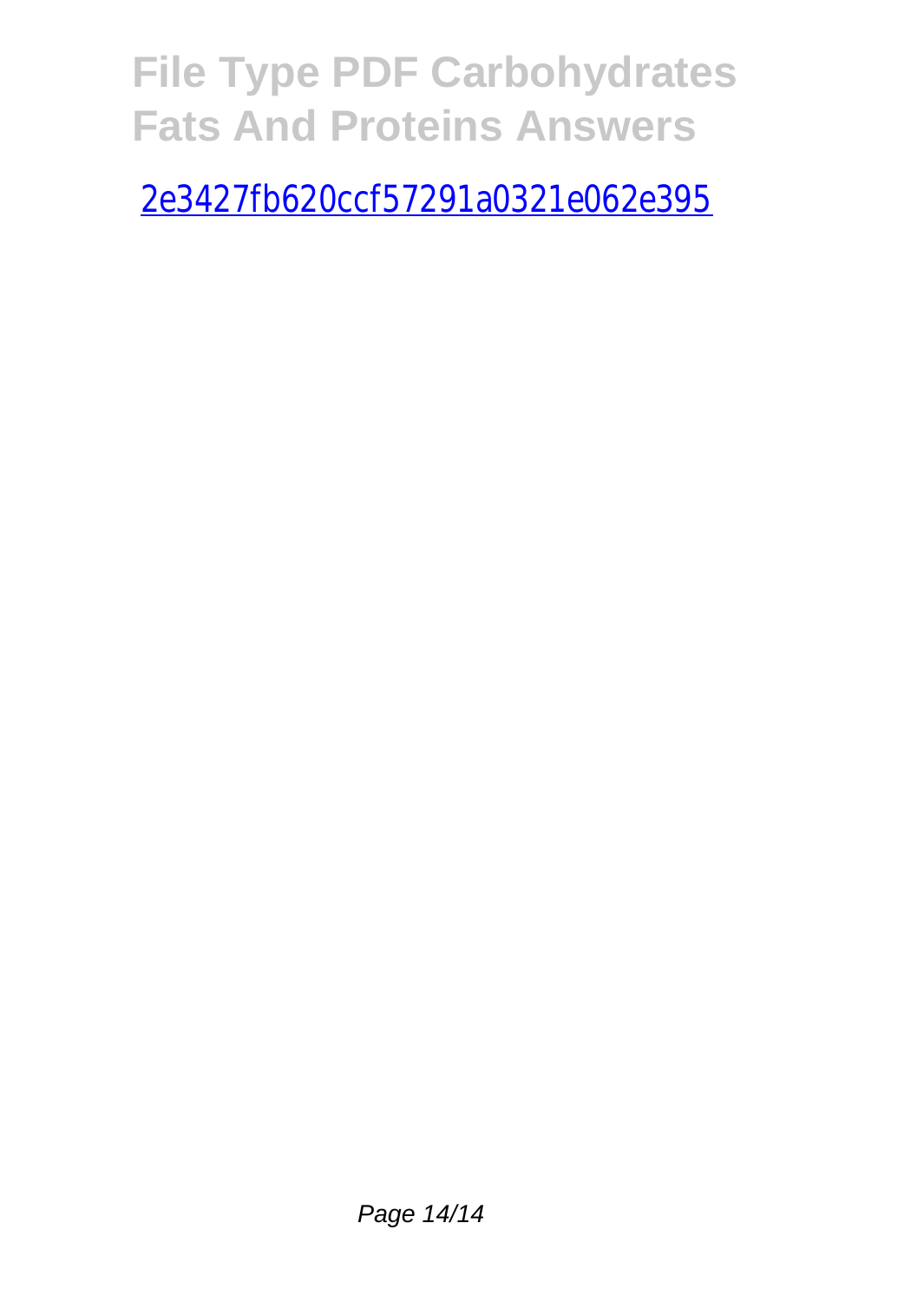[2e3427fb620ccf57291a0321e062e395]